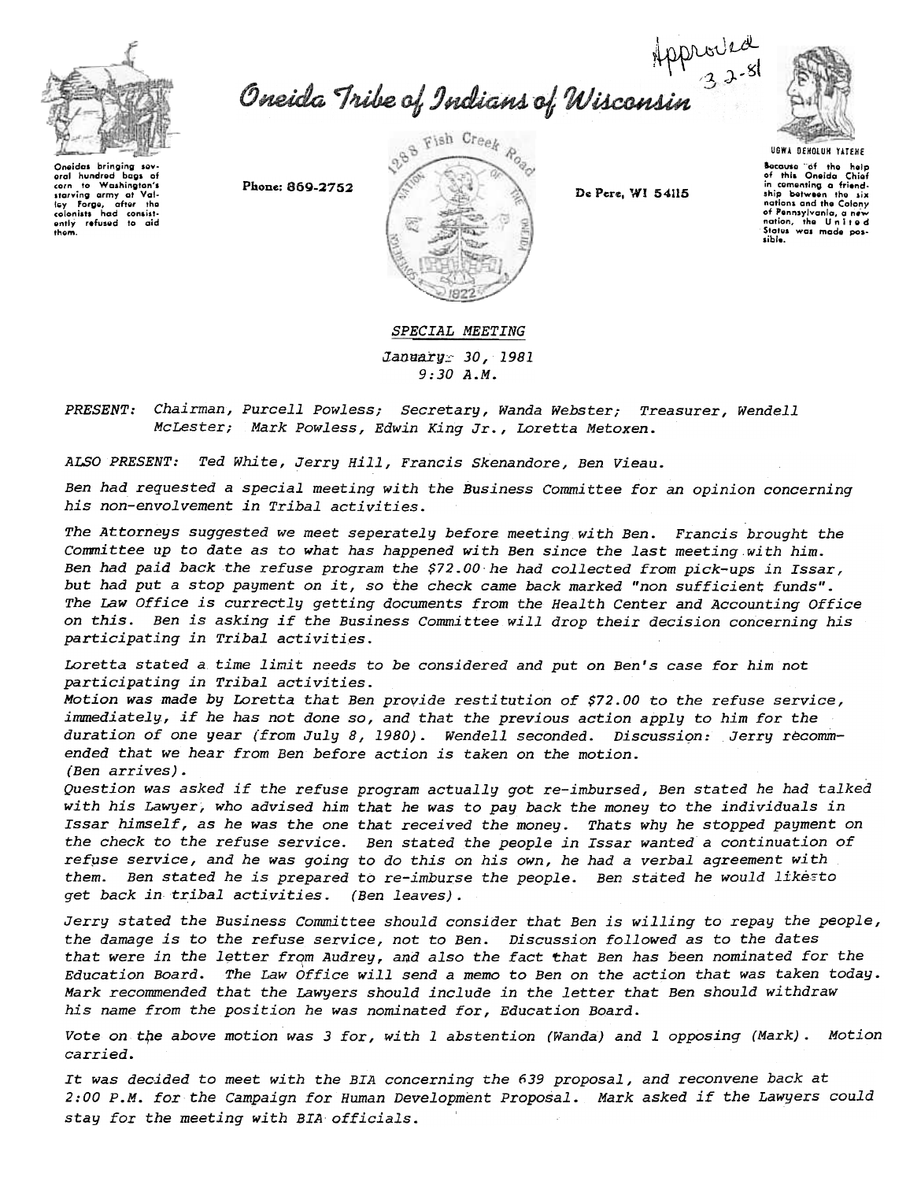# Oneida Tribe of Indians of Wisconsin

Oneidas bringing several hundred bags of corn to Washington's starving army at Valley Forge, after the colonists had consistently refused to aid them.

Phone: 869-2752

1288 Fish Creek Road

De Pere, WI 54115

Approved 3-2-81

UGWA DEHOLUH YATEHE

Because of the help of this Oneida Chief in cementing a friendship between the six nations and the Colony of Pennsylvania, a new nation, the United States was made possible.

*SPECIAL MEETING*

*January 30, 1981*
*9:30 A.M.*

*PRESENT: Chairman, Purcell Powless; Secretary, Wanda Webster; Treasurer, Wendell McLester; Mark Powless, Edwin King Jr., Loretta Metoxen.*

*ALSO PRESENT: Ted White, Jerry Hill, Francis Skenandore, Ben Vieau.*

*Ben had requested a special meeting with the Business Committee for an opinion concerning his non-envolvement in Tribal activities.*

*The Attorneys suggested we meet seperately before meeting with Ben. Francis brought the Committee up to date as to what has happened with Ben since the last meeting with him. Ben had paid back the refuse program the $72.00 he had collected from pick-ups in Issar, but had put a stop payment on it, so the check came back marked "non sufficient funds". The Law Office is currectly getting documents from the Health Center and Accounting Office on this. Ben is asking if the Business Committee will drop their decision concerning his participating in Tribal activities.*

*Loretta stated a time limit needs to be considered and put on Ben's case for him not participating in Tribal activities.*
*Motion was made by Loretta that Ben provide restitution of $72.00 to the refuse service, immediately, if he has not done so, and that the previous action apply to him for the duration of one year (from July 8, 1980). Wendell seconded. Discussion: Jerry recommended that we hear from Ben before action is taken on the motion.*
*(Ben arrives).*
*Question was asked if the refuse program actually got re-imbursed, Ben stated he had talked with his Lawyer, who advised him that he was to pay back the money to the individuals in Issar himself, as he was the one that received the money. Thats why he stopped payment on the check to the refuse service. Ben stated the people in Issar wanted a continuation of refuse service, and he was going to do this on his own, he had a verbal agreement with them. Ben stated he is prepared to re-imburse the people. Ben stated he would likesto get back in tribal activities. (Ben leaves).*

*Jerry stated the Business Committee should consider that Ben is willing to repay the people, the damage is to the refuse service, not to Ben. Discussion followed as to the dates that were in the letter from Audrey, and also the fact that Ben has been nominated for the Education Board. The Law Office will send a memo to Ben on the action that was taken today. Mark recommended that the Lawyers should include in the letter that Ben should withdraw his name from the position he was nominated for, Education Board.*

*Vote on the above motion was 3 for, with 1 abstention (Wanda) and 1 opposing (Mark). Motion carried.*

*It was decided to meet with the BIA concerning the 639 proposal, and reconvene back at 2:00 P.M. for the Campaign for Human Development Proposal. Mark asked if the Lawyers could stay for the meeting with BIA officials.*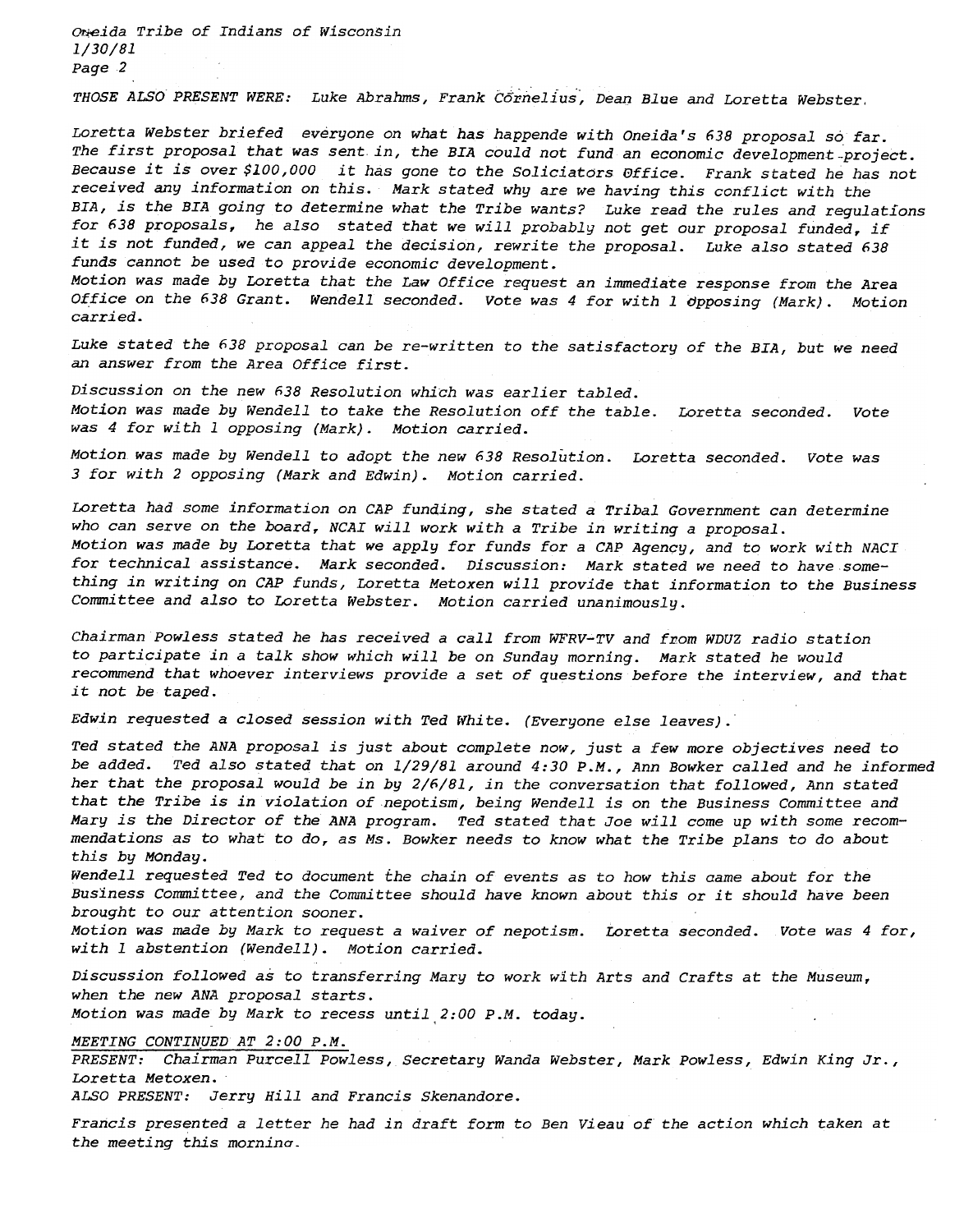THOSE ALSO PRESENT WERE: Luke Abrahms, Frank Cornelius, Dean Blue and Loretta Webster.

Loretta Webster briefed everyone on what has happende with Oneida's 638 proposal so far. The first proposal that was sent in, the BIA could not fund an economic development project. Because it is over $100,000 it has gone to the Soliciators Office. Frank stated he has not received any information on this. Mark stated why are we having this conflict with the BIA, is the BIA going to determine what the Tribe wants? Luke read the rules and regulations for 638 proposals, he also stated that we will probably not get our proposal funded, if it is not funded, we can appeal the decision, rewrite the proposal. Luke also stated 638 funds cannot be used to provide economic development.
Motion was made by Loretta that the Law Office request an immediate response from the Area Office on the 638 Grant. Wendell seconded. Vote was 4 for with 1 opposing (Mark). Motion carried.

Luke stated the 638 proposal can be re-written to the satisfactory of the BIA, but we need an answer from the Area Office first.

Discussion on the new 638 Resolution which was earlier tabled.
Motion was made by Wendell to take the Resolution off the table. Loretta seconded. Vote was 4 for with 1 opposing (Mark). Motion carried.

Motion was made by Wendell to adopt the new 638 Resolution. Loretta seconded. Vote was 3 for with 2 opposing (Mark and Edwin). Motion carried.

Loretta had some information on CAP funding, she stated a Tribal Government can determine who can serve on the board, NCAI will work with a Tribe in writing a proposal.
Motion was made by Loretta that we apply for funds for a CAP Agency, and to work with NACI for technical assistance. Mark seconded. Discussion: Mark stated we need to have something in writing on CAP funds, Loretta Metoxen will provide that information to the Business Committee and also to Loretta Webster. Motion carried unanimously.

Chairman Powless stated he has received a call from WFRV-TV and from WDUZ radio station to participate in a talk show which will be on Sunday morning. Mark stated he would recommend that whoever interviews provide a set of questions before the interview, and that it not be taped.

Edwin requested a closed session with Ted White. (Everyone else leaves).

Ted stated the ANA proposal is just about complete now, just a few more objectives need to be added. Ted also stated that on 1/29/81 around 4:30 P.M., Ann Bowker called and he informed her that the proposal would be in by 2/6/81, in the conversation that followed, Ann stated that the Tribe is in violation of nepotism, being Wendell is on the Business Committee and Mary is the Director of the ANA program. Ted stated that Joe will come up with some recommendations as to what to do, as Ms. Bowker needs to know what the Tribe plans to do about this by MOnday.
Wendell requested Ted to document the chain of events as to how this came about for the Business Committee, and the Committee should have known about this or it should have been brought to our attention sooner.
Motion was made by Mark to request a waiver of nepotism. Loretta seconded. Vote was 4 for, with 1 abstention (Wendell). Motion carried.

Discussion followed as to transferring Mary to work with Arts and Crafts at the Museum, when the new ANA proposal starts.
Motion was made by Mark to recess until 2:00 P.M. today.

MEETING CONTINUED AT 2:00 P.M.
PRESENT: Chairman Purcell Powless, Secretary Wanda Webster, Mark Powless, Edwin King Jr., Loretta Metoxen.
ALSO PRESENT: Jerry Hill and Francis Skenandore.

Francis presented a letter he had in draft form to Ben Vieau of the action which taken at the meeting this morning.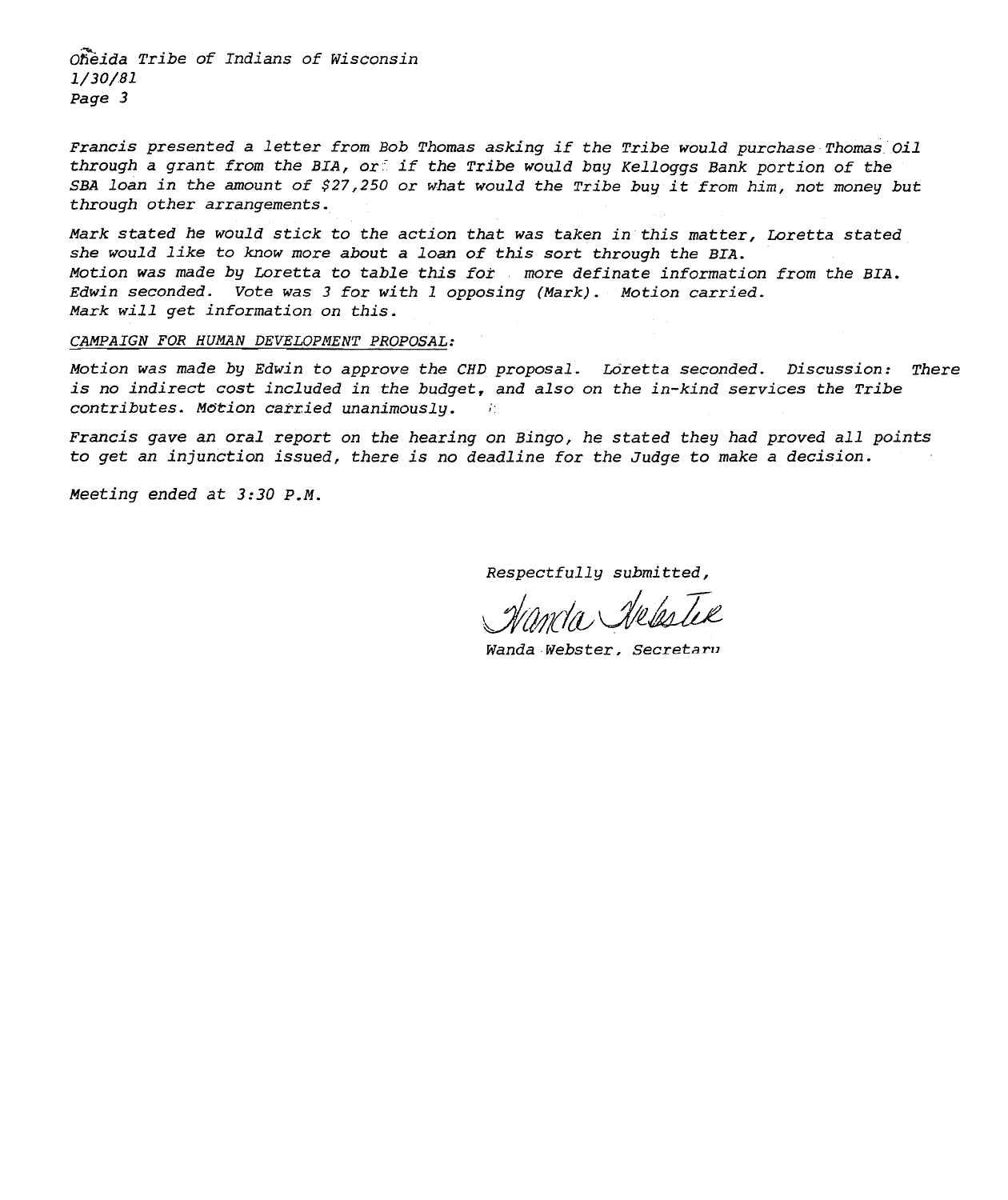Francis presented a letter from Bob Thomas asking if the Tribe would purchase Thomas Oil through a grant from the BIA, or if the Tribe would buy Kelloggs Bank portion of the SBA loan in the amount of $27,250 or what would the Tribe buy it from him, not money but through other arrangements.

Mark stated he would stick to the action that was taken in this matter, Loretta stated she would like to know more about a loan of this sort through the BIA.
Motion was made by Loretta to table this for more definate information from the BIA. Edwin seconded. Vote was 3 for with 1 opposing (Mark). Motion carried.
Mark will get information on this.

CAMPAIGN FOR HUMAN DEVELOPMENT PROPOSAL:

Motion was made by Edwin to approve the CHD proposal. Loretta seconded. Discussion: There is no indirect cost included in the budget, and also on the in-kind services the Tribe contributes. Motion carried unanimously.

Francis gave an oral report on the hearing on Bingo, he stated they had proved all points to get an injunction issued, there is no deadline for the Judge to make a decision.

Meeting ended at 3:30 P.M.

Respectfully submitted,

Wanda Webster

Wanda Webster, Secretary